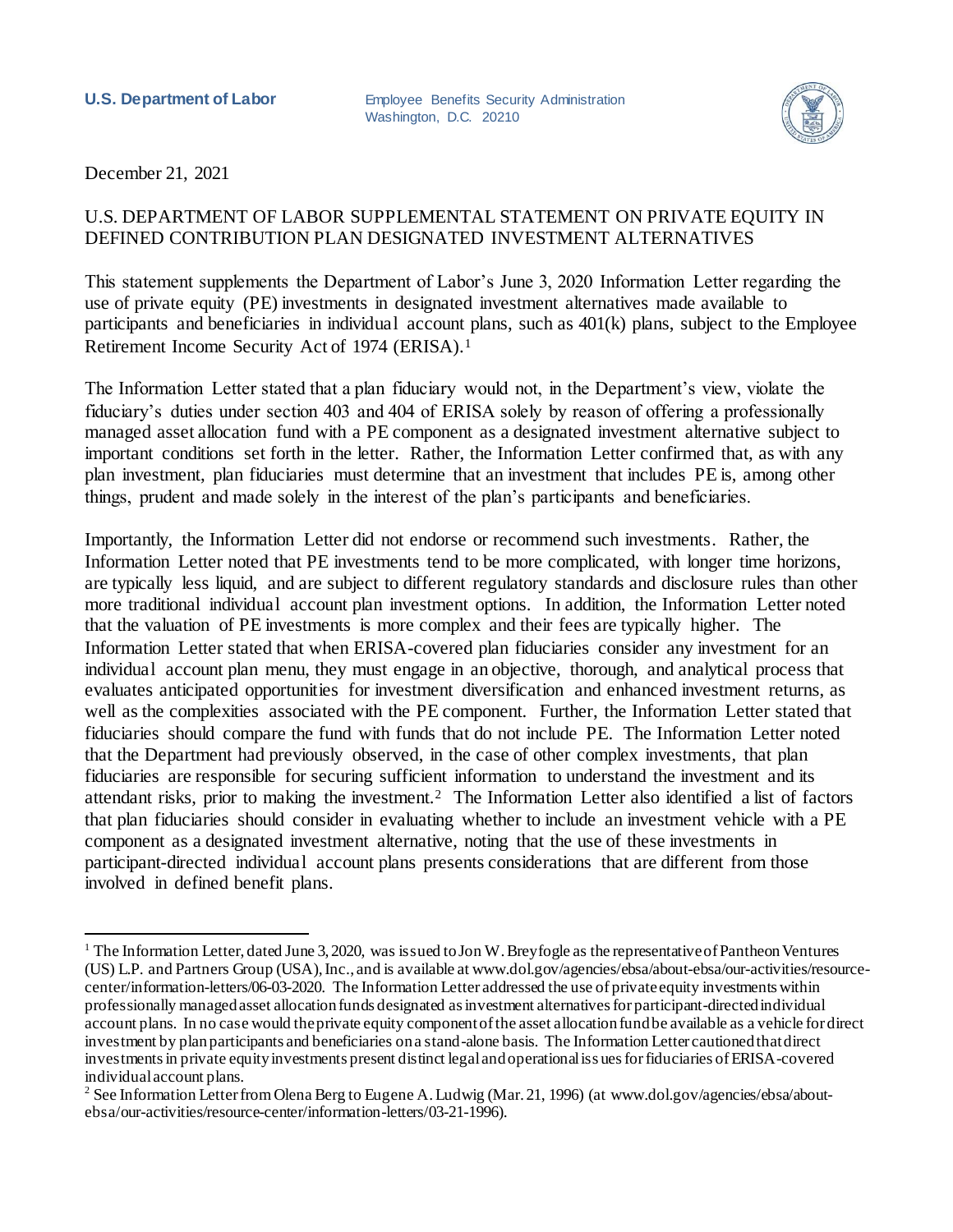**U.S. Department of Labor**

Employee Benefits Security Administration
Washington, D.C. 20210

December 21, 2021

U.S. DEPARTMENT OF LABOR SUPPLEMENTAL STATEMENT ON PRIVATE EQUITY IN DEFINED CONTRIBUTION PLAN DESIGNATED INVESTMENT ALTERNATIVES

This statement supplements the Department of Labor's June 3, 2020 Information Letter regarding the use of private equity (PE) investments in designated investment alternatives made available to participants and beneficiaries in individual account plans, such as 401(k) plans, subject to the Employee Retirement Income Security Act of 1974 (ERISA).[1]

The Information Letter stated that a plan fiduciary would not, in the Department's view, violate the fiduciary's duties under section 403 and 404 of ERISA solely by reason of offering a professionally managed asset allocation fund with a PE component as a designated investment alternative subject to important conditions set forth in the letter. Rather, the Information Letter confirmed that, as with any plan investment, plan fiduciaries must determine that an investment that includes PE is, among other things, prudent and made solely in the interest of the plan's participants and beneficiaries.

Importantly, the Information Letter did not endorse or recommend such investments. Rather, the Information Letter noted that PE investments tend to be more complicated, with longer time horizons, are typically less liquid, and are subject to different regulatory standards and disclosure rules than other more traditional individual account plan investment options. In addition, the Information Letter noted that the valuation of PE investments is more complex and their fees are typically higher. The Information Letter stated that when ERISA-covered plan fiduciaries consider any investment for an individual account plan menu, they must engage in an objective, thorough, and analytical process that evaluates anticipated opportunities for investment diversification and enhanced investment returns, as well as the complexities associated with the PE component. Further, the Information Letter stated that fiduciaries should compare the fund with funds that do not include PE. The Information Letter noted that the Department had previously observed, in the case of other complex investments, that plan fiduciaries are responsible for securing sufficient information to understand the investment and its attendant risks, prior to making the investment.[2] The Information Letter also identified a list of factors that plan fiduciaries should consider in evaluating whether to include an investment vehicle with a PE component as a designated investment alternative, noting that the use of these investments in participant-directed individual account plans presents considerations that are different from those involved in defined benefit plans.

---

[1] The Information Letter, dated June 3, 2020, was issued to Jon W. Breyfogle as the representative of Pantheon Ventures (US) L.P. and Partners Group (USA), Inc., and is available at www.dol.gov/agencies/ebsa/about-ebsa/our-activities/resource-center/information-letters/06-03-2020. The Information Letter addressed the use of private equity investments within professionally managed asset allocation funds designated as investment alternatives for participant-directed individual account plans. In no case would the private equity component of the asset allocation fund be available as a vehicle for direct investment by plan participants and beneficiaries on a stand-alone basis. The Information Letter cautioned that direct investments in private equity investments present distinct legal and operational issues for fiduciaries of ERISA-covered individual account plans.

[2] See Information Letter from Olena Berg to Eugene A. Ludwig (Mar. 21, 1996) (at www.dol.gov/agencies/ebsa/about-ebsa/our-activities/resource-center/information-letters/03-21-1996).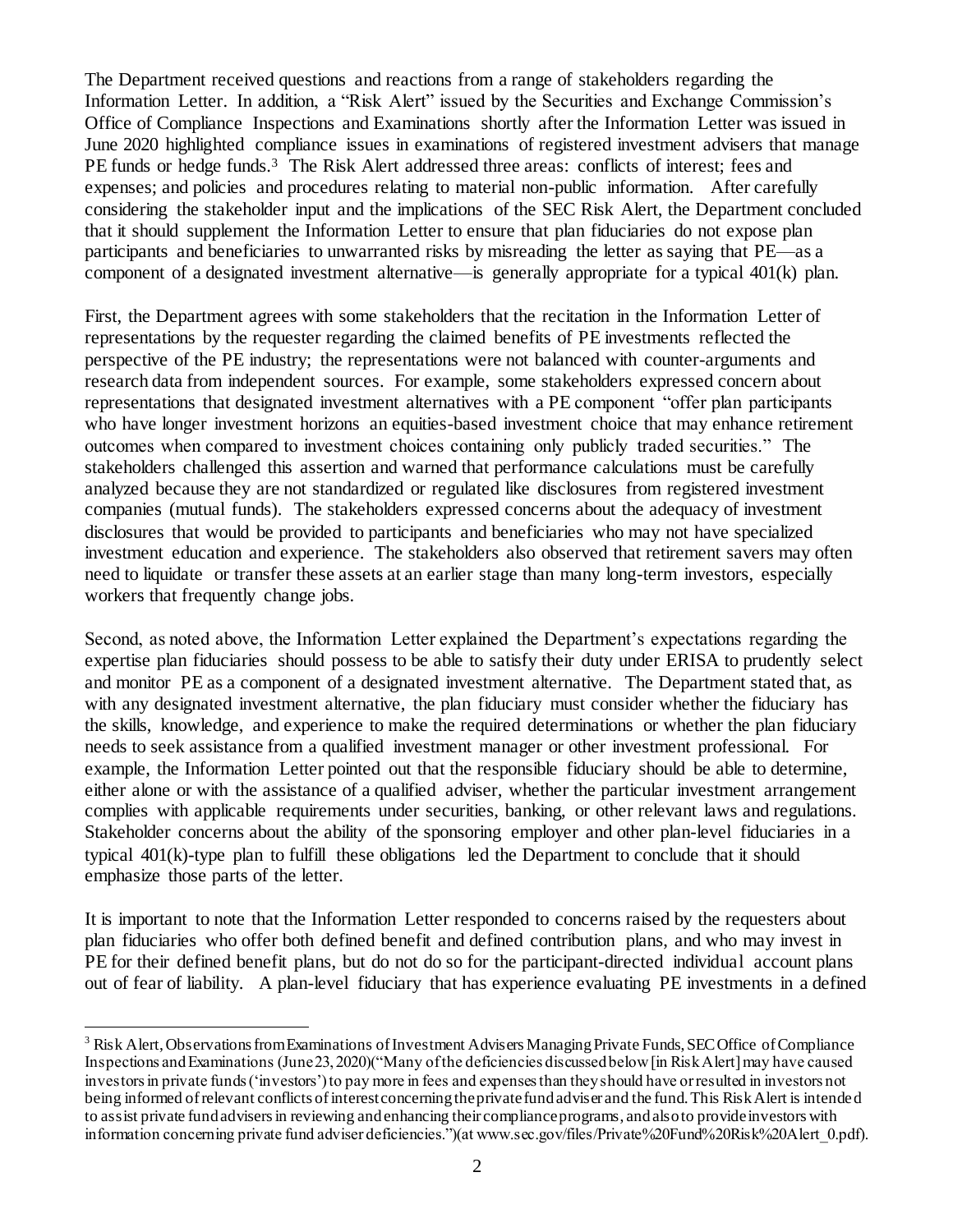The Department received questions and reactions from a range of stakeholders regarding the Information Letter. In addition, a "Risk Alert" issued by the Securities and Exchange Commission's Office of Compliance Inspections and Examinations shortly after the Information Letter was issued in June 2020 highlighted compliance issues in examinations of registered investment advisers that manage PE funds or hedge funds.[3] The Risk Alert addressed three areas: conflicts of interest; fees and expenses; and policies and procedures relating to material non-public information. After carefully considering the stakeholder input and the implications of the SEC Risk Alert, the Department concluded that it should supplement the Information Letter to ensure that plan fiduciaries do not expose plan participants and beneficiaries to unwarranted risks by misreading the letter as saying that PE—as a component of a designated investment alternative—is generally appropriate for a typical 401(k) plan.

First, the Department agrees with some stakeholders that the recitation in the Information Letter of representations by the requester regarding the claimed benefits of PE investments reflected the perspective of the PE industry; the representations were not balanced with counter-arguments and research data from independent sources. For example, some stakeholders expressed concern about representations that designated investment alternatives with a PE component "offer plan participants who have longer investment horizons an equities-based investment choice that may enhance retirement outcomes when compared to investment choices containing only publicly traded securities." The stakeholders challenged this assertion and warned that performance calculations must be carefully analyzed because they are not standardized or regulated like disclosures from registered investment companies (mutual funds). The stakeholders expressed concerns about the adequacy of investment disclosures that would be provided to participants and beneficiaries who may not have specialized investment education and experience. The stakeholders also observed that retirement savers may often need to liquidate or transfer these assets at an earlier stage than many long-term investors, especially workers that frequently change jobs.

Second, as noted above, the Information Letter explained the Department's expectations regarding the expertise plan fiduciaries should possess to be able to satisfy their duty under ERISA to prudently select and monitor PE as a component of a designated investment alternative. The Department stated that, as with any designated investment alternative, the plan fiduciary must consider whether the fiduciary has the skills, knowledge, and experience to make the required determinations or whether the plan fiduciary needs to seek assistance from a qualified investment manager or other investment professional. For example, the Information Letter pointed out that the responsible fiduciary should be able to determine, either alone or with the assistance of a qualified adviser, whether the particular investment arrangement complies with applicable requirements under securities, banking, or other relevant laws and regulations. Stakeholder concerns about the ability of the sponsoring employer and other plan-level fiduciaries in a typical 401(k)-type plan to fulfill these obligations led the Department to conclude that it should emphasize those parts of the letter.

It is important to note that the Information Letter responded to concerns raised by the requesters about plan fiduciaries who offer both defined benefit and defined contribution plans, and who may invest in PE for their defined benefit plans, but do not do so for the participant-directed individual account plans out of fear of liability. A plan-level fiduciary that has experience evaluating PE investments in a defined

---

[3] Risk Alert, Observations from Examinations of Investment Advisers Managing Private Funds, SEC Office of Compliance Inspections and Examinations (June 23, 2020)("Many of the deficiencies discussed below [in Risk Alert] may have caused investors in private funds ('investors') to pay more in fees and expenses than they should have or resulted in investors not being informed of relevant conflicts of interest concerning the private fund adviser and the fund. This Risk Alert is intended to assist private fund advisers in reviewing and enhancing their compliance programs, and also to provide investors with information concerning private fund adviser deficiencies.")(at www.sec.gov/files/Private%20Fund%20Risk%20Alert_0.pdf).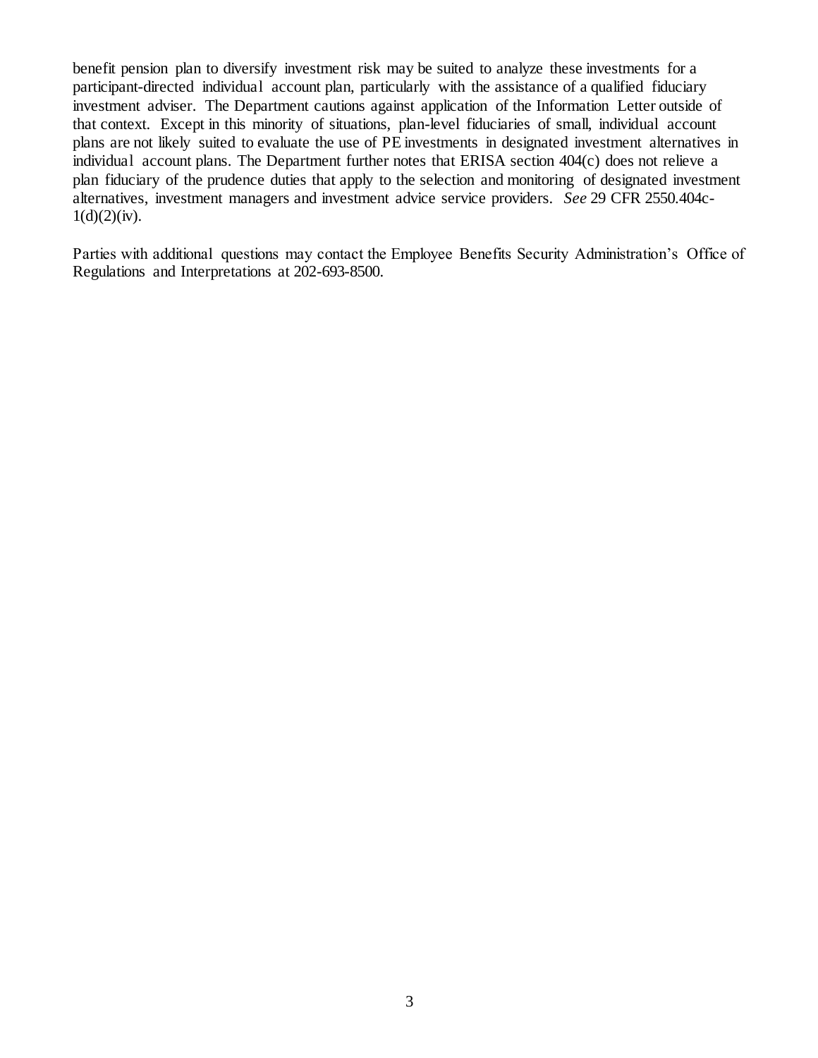benefit pension plan to diversify investment risk may be suited to analyze these investments for a participant-directed individual account plan, particularly with the assistance of a qualified fiduciary investment adviser. The Department cautions against application of the Information Letter outside of that context. Except in this minority of situations, plan-level fiduciaries of small, individual account plans are not likely suited to evaluate the use of PE investments in designated investment alternatives in individual account plans. The Department further notes that ERISA section 404(c) does not relieve a plan fiduciary of the prudence duties that apply to the selection and monitoring of designated investment alternatives, investment managers and investment advice service providers. *See* 29 CFR 2550.404c-1(d)(2)(iv).

Parties with additional questions may contact the Employee Benefits Security Administration's Office of Regulations and Interpretations at 202-693-8500.